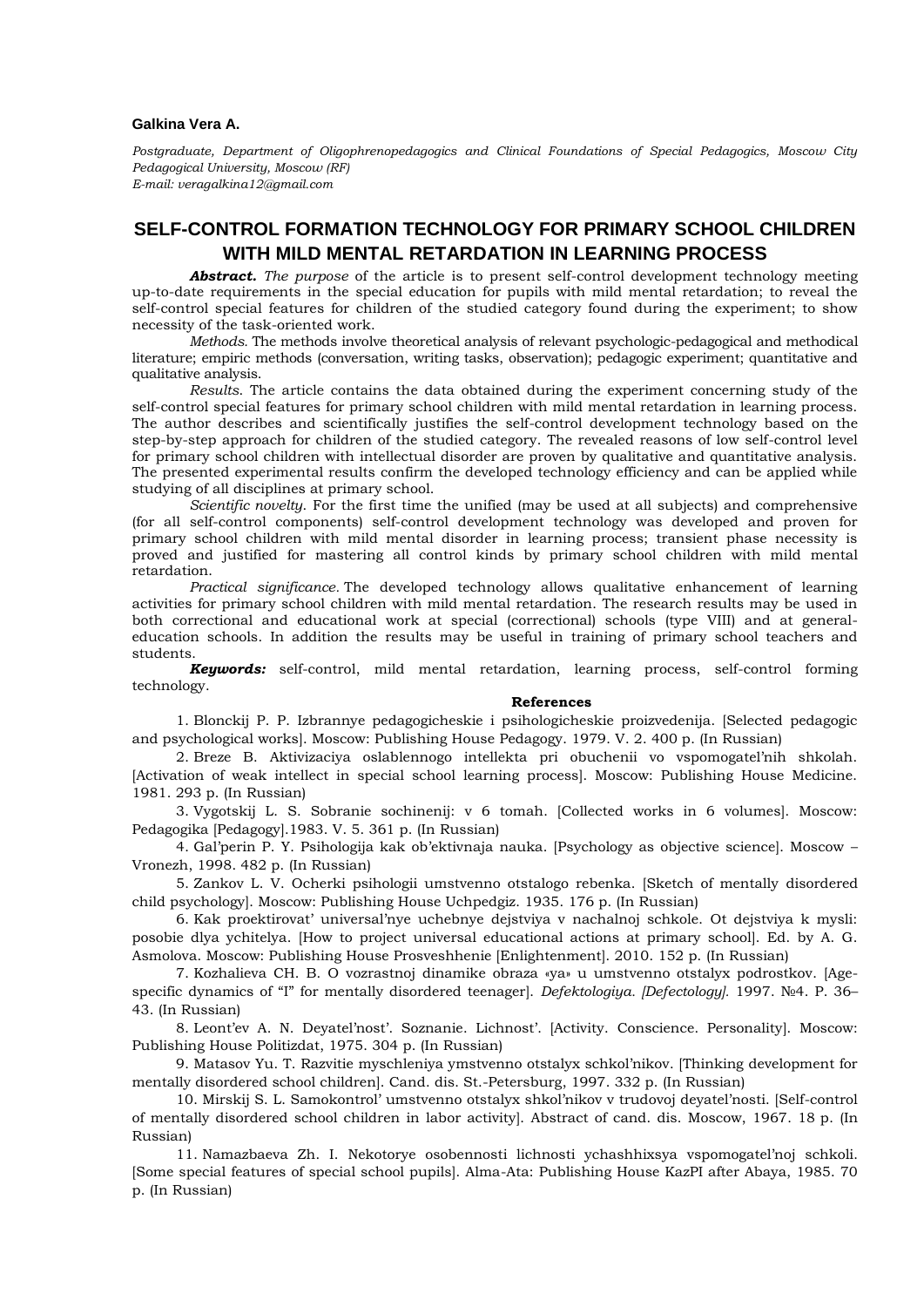**Galkina Vera A.**

*Postgraduate, Department of Oligophrenopedagogics and Clinical Foundations of Special Pedagogics, Moscow City Pedagogical University, Moscow (RF)*
*E-mail: veragalkina12@gmail.com*

# SELF-CONTROL FORMATION TECHNOLOGY FOR PRIMARY SCHOOL CHILDREN WITH MILD MENTAL RETARDATION IN LEARNING PROCESS

***Abstract.*** *The purpose* of the article is to present self-control development technology meeting up-to-date requirements in the special education for pupils with mild mental retardation; to reveal the self-control special features for children of the studied category found during the experiment; to show necessity of the task-oriented work.

*Methods.* The methods involve theoretical analysis of relevant psychologic-pedagogical and methodical literature; empiric methods (conversation, writing tasks, observation); pedagogic experiment; quantitative and qualitative analysis.

*Results.* The article contains the data obtained during the experiment concerning study of the self-control special features for primary school children with mild mental retardation in learning process. The author describes and scientifically justifies the self-control development technology based on the step-by-step approach for children of the studied category. The revealed reasons of low self-control level for primary school children with intellectual disorder are proven by qualitative and quantitative analysis. The presented experimental results confirm the developed technology efficiency and can be applied while studying of all disciplines at primary school.

*Scientific novelty.* For the first time the unified (may be used at all subjects) and comprehensive (for all self-control components) self-control development technology was developed and proven for primary school children with mild mental disorder in learning process; transient phase necessity is proved and justified for mastering all control kinds by primary school children with mild mental retardation.

*Practical significance.* The developed technology allows qualitative enhancement of learning activities for primary school children with mild mental retardation. The research results may be used in both correctional and educational work at special (correctional) schools (type VIII) and at general-education schools. In addition the results may be useful in training of primary school teachers and students.

***Keywords:*** self-control, mild mental retardation, learning process, self-control forming technology.

**References**

1. Blonckij P. P. Izbrannye pedagogicheskie i psihologicheskie proizvedenija. [Selected pedagogic and psychological works]. Moscow: Publishing House Pedagogy. 1979. V. 2. 400 p. (In Russian)

2. Breze B. Aktivizaciya oslablennogo intellekta pri obuchenii vo vspomogatel'nih shkolah. [Activation of weak intellect in special school learning process]. Moscow: Publishing House Medicine. 1981. 293 p. (In Russian)

3. Vygotskij L. S. Sobranie sochinenij: v 6 tomah. [Collected works in 6 volumes]. Moscow: Pedagogika [Pedagogy].1983. V. 5. 361 p. (In Russian)

4. Gal'perin P. Y. Psihologija kak ob'ektivnaja nauka. [Psychology as objective science]. Moscow – Vronezh, 1998. 482 p. (In Russian)

5. Zankov L. V. Ocherki psihologii umstvenno otstalogo rebenka. [Sketch of mentally disordered child psychology]. Moscow: Publishing House Uchpedgiz. 1935. 176 p. (In Russian)

6. Kak proektirovat' universal'nye uchebnye dejstviya v nachalnoj schkole. Ot dejstviya k mysli: posobie dlya ychitelya. [How to project universal educational actions at primary school]. Ed. by A. G. Asmolova. Moscow: Publishing House Prosveshhenie [Enlightenment]. 2010. 152 p. (In Russian)

7. Kozhalieva CH. B. O vozrastnoj dinamike obraza «ya» u umstvenno otstalyx podrostkov. [Age-specific dynamics of "I" for mentally disordered teenager]. *Defektologiya. [Defectology].* 1997. №4. P. 36–43. (In Russian)

8. Leont'ev A. N. Deyatel'nost'. Soznanie. Lichnost'. [Activity. Conscience. Personality]. Moscow: Publishing House Politizdat, 1975. 304 p. (In Russian)

9. Matasov Yu. T. Razvitie myschleniya ymstvenno otstalyx schkol'nikov. [Thinking development for mentally disordered school children]. Cand. dis. St.-Petersburg, 1997. 332 p. (In Russian)

10. Mirskij S. L. Samokontrol' umstvenno otstalyx shkol'nikov v trudovoj deyatel'nosti. [Self-control of mentally disordered school children in labor activity]. Abstract of cand. dis. Moscow, 1967. 18 p. (In Russian)

11. Namazbaeva Zh. I. Nekotorye osobennosti lichnosti ychashhixsya vspomogatel'noj schkoli. [Some special features of special school pupils]. Alma-Ata: Publishing House KazPI after Abaya, 1985. 70 p. (In Russian)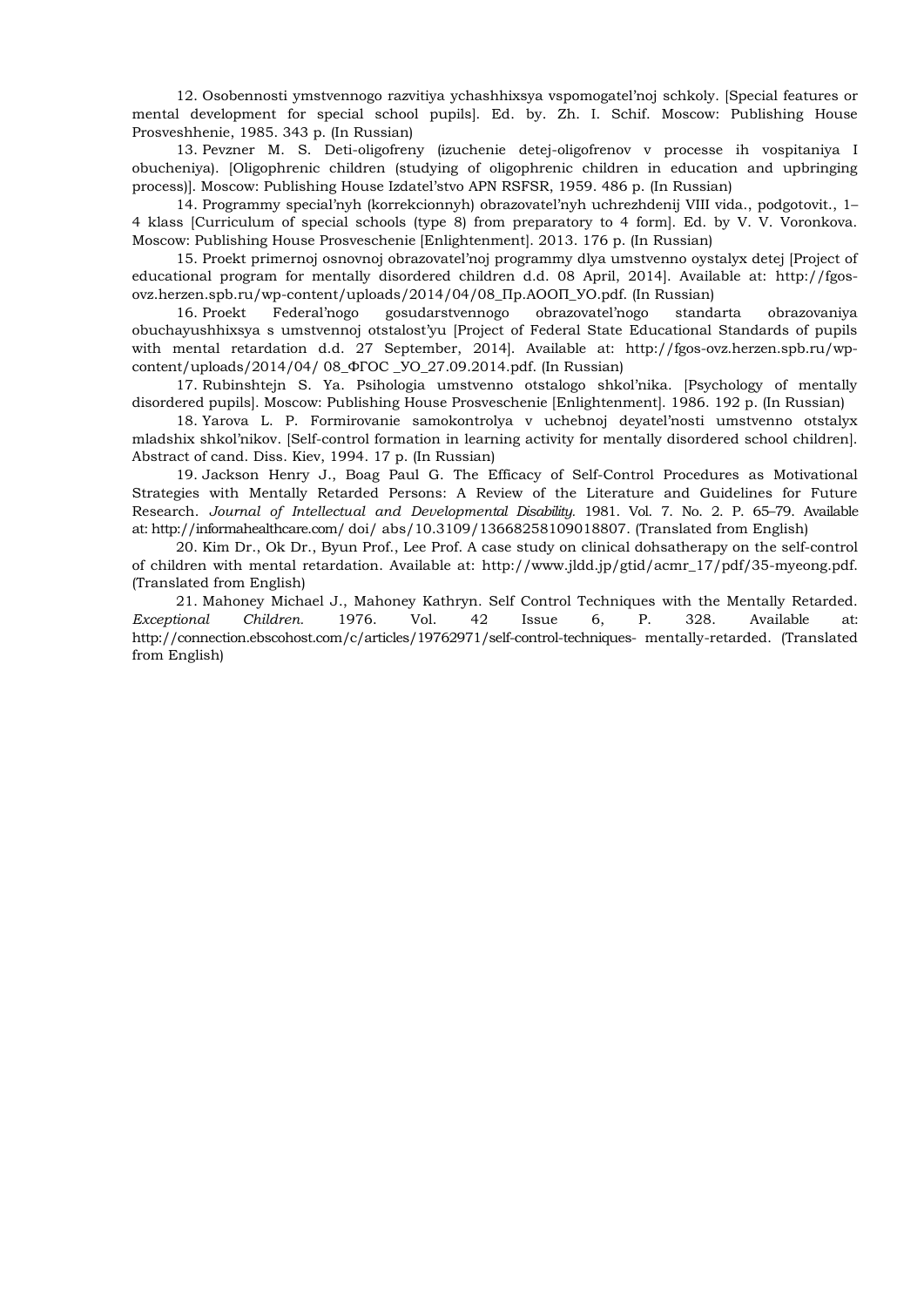12. Osobennosti ymstvennogo razvitiya ychashhixsya vspomogatel'noj schkoly. [Special features or mental development for special school pupils]. Ed. by. Zh. I. Schif. Moscow: Publishing House Prosveshhenie, 1985. 343 p. (In Russian)

13. Pevzner M. S. Deti-oligofreny (izuchenie detej-oligofrenov v processe ih vospitaniya I obucheniya). [Oligophrenic children (studying of oligophrenic children in education and upbringing process)]. Moscow: Publishing House Izdatel'stvo APN RSFSR, 1959. 486 p. (In Russian)

14. Programmy special'nyh (korrekcionnyh) obrazovatel'nyh uchrezhdenij VIII vida., podgotovit., 1–4 klass [Curriculum of special schools (type 8) from preparatory to 4 form]. Ed. by V. V. Voronkova. Moscow: Publishing House Prosveschenie [Enlightenment]. 2013. 176 p. (In Russian)

15. Proekt primernoj osnovnoj obrazovatel'noj programmy dlya umstvenno oystalyx detej [Project of educational program for mentally disordered children d.d. 08 April, 2014]. Available at: http://fgos-ovz.herzen.spb.ru/wp-content/uploads/2014/04/08_Пр.АООП_УО.pdf. (In Russian)

16. Proekt Federal'nogo gosudarstvennogo obrazovatel'nogo standarta obrazovaniya obuchayushhixsya s umstvennoj otstalost'yu [Project of Federal State Educational Standards of pupils with mental retardation d.d. 27 September, 2014]. Available at: http://fgos-ovz.herzen.spb.ru/wp-content/uploads/2014/04/ 08_ФГОС _УО_27.09.2014.pdf. (In Russian)

17. Rubinshtejn S. Ya. Psihologia umstvenno otstalogo shkol'nika. [Psychology of mentally disordered pupils]. Moscow: Publishing House Prosveschenie [Enlightenment]. 1986. 192 p. (In Russian)

18. Yarova L. P. Formirovanie samokontrolya v uchebnoj deyatel'nosti umstvenno otstalyx mladshix shkol'nikov. [Self-control formation in learning activity for mentally disordered school children]. Abstract of cand. Diss. Kiev, 1994. 17 p. (In Russian)

19. Jackson Henry J., Boag Paul G. The Efficacy of Self-Control Procedures as Motivational Strategies with Mentally Retarded Persons: A Review of the Literature and Guidelines for Future Research. *Journal of Intellectual and Developmental Disability.* 1981. Vol. 7. No. 2. P. 65–79. Available at: http://informahealthcare.com/ doi/ abs/10.3109/13668258109018807. (Translated from English)

20. Kim Dr., Ok Dr., Byun Prof., Lee Prof. A case study on clinical dohsatherapy on the self-control of children with mental retardation. Available at: http://www.jldd.jp/gtid/acmr_17/pdf/35-myeong.pdf. (Translated from English)

21. Mahoney Michael J., Mahoney Kathryn. Self Control Techniques with the Mentally Retarded. *Exceptional Children.* 1976. Vol. 42 Issue 6, P. 328. Available at: http://connection.ebscohost.com/c/articles/19762971/self-control-techniques- mentally-retarded. (Translated from English)